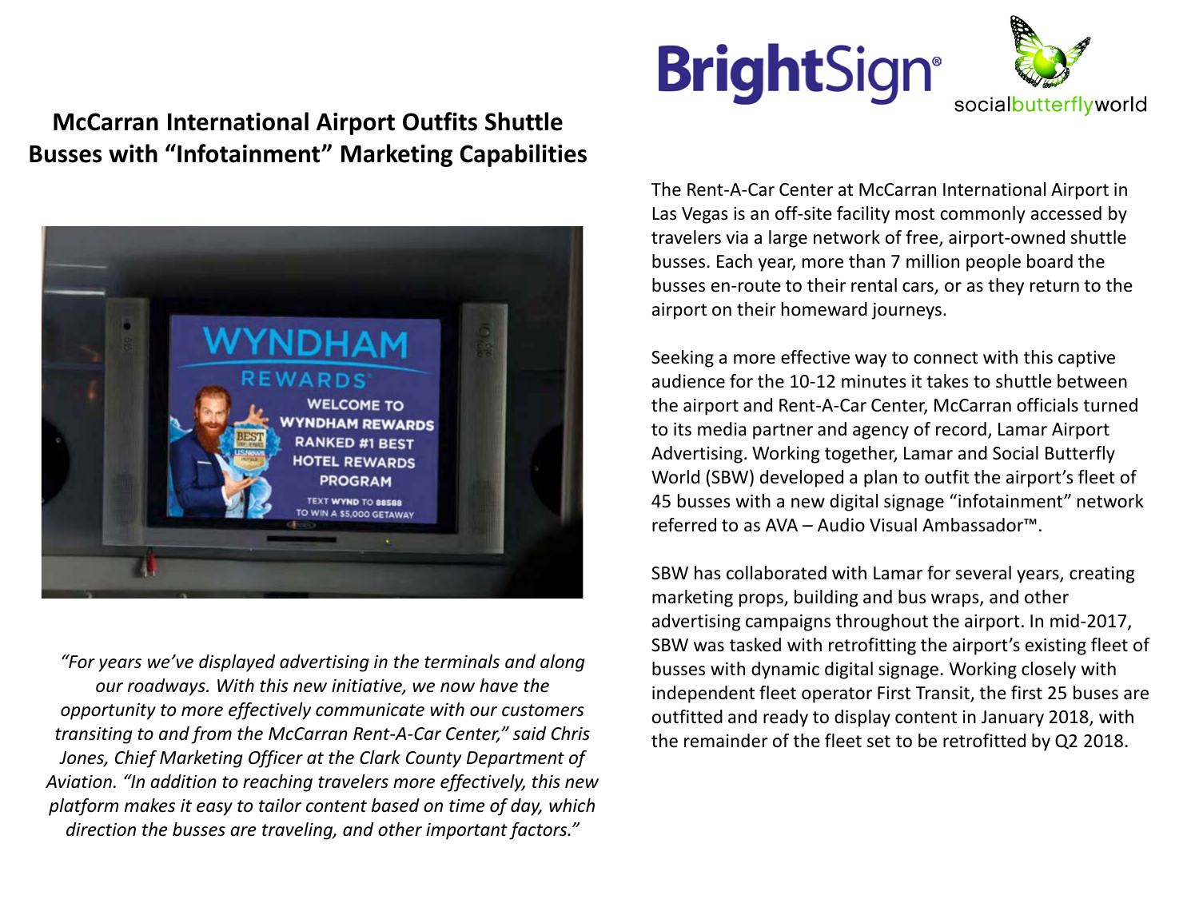BrightSign®

socialbutterflyworld

## McCarran International Airport Outfits Shuttle Busses with "Infotainment" Marketing Capabilities

*"For years we've displayed advertising in the terminals and along our roadways. With this new initiative, we now have the opportunity to more effectively communicate with our customers transiting to and from the McCarran Rent-A-Car Center," said Chris Jones, Chief Marketing Officer at the Clark County Department of Aviation. "In addition to reaching travelers more effectively, this new platform makes it easy to tailor content based on time of day, which direction the busses are traveling, and other important factors."*

The Rent-A-Car Center at McCarran International Airport in Las Vegas is an off-site facility most commonly accessed by travelers via a large network of free, airport-owned shuttle busses. Each year, more than 7 million people board the busses en-route to their rental cars, or as they return to the airport on their homeward journeys.

Seeking a more effective way to connect with this captive audience for the 10-12 minutes it takes to shuttle between the airport and Rent-A-Car Center, McCarran officials turned to its media partner and agency of record, Lamar Airport Advertising. Working together, Lamar and Social Butterfly World (SBW) developed a plan to outfit the airport's fleet of 45 busses with a new digital signage "infotainment" network referred to as AVA – Audio Visual Ambassador™.

SBW has collaborated with Lamar for several years, creating marketing props, building and bus wraps, and other advertising campaigns throughout the airport. In mid-2017, SBW was tasked with retrofitting the airport's existing fleet of busses with dynamic digital signage. Working closely with independent fleet operator First Transit, the first 25 buses are outfitted and ready to display content in January 2018, with the remainder of the fleet set to be retrofitted by Q2 2018.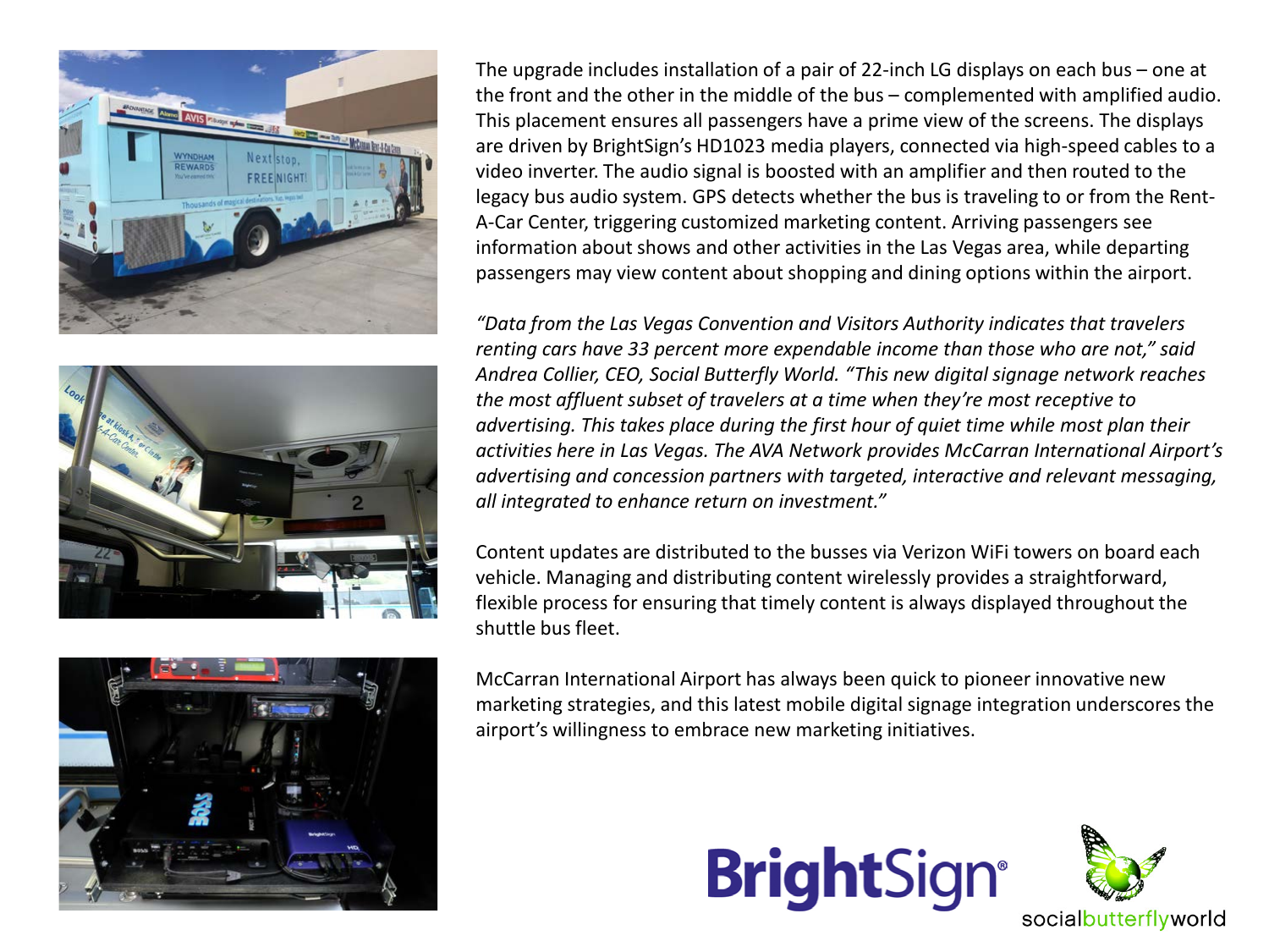The upgrade includes installation of a pair of 22-inch LG displays on each bus – one at the front and the other in the middle of the bus – complemented with amplified audio. This placement ensures all passengers have a prime view of the screens. The displays are driven by BrightSign's HD1023 media players, connected via high-speed cables to a video inverter. The audio signal is boosted with an amplifier and then routed to the legacy bus audio system. GPS detects whether the bus is traveling to or from the Rent-A-Car Center, triggering customized marketing content. Arriving passengers see information about shows and other activities in the Las Vegas area, while departing passengers may view content about shopping and dining options within the airport.

*"Data from the Las Vegas Convention and Visitors Authority indicates that travelers renting cars have 33 percent more expendable income than those who are not," said Andrea Collier, CEO, Social Butterfly World. "This new digital signage network reaches the most affluent subset of travelers at a time when they're most receptive to advertising. This takes place during the first hour of quiet time while most plan their activities here in Las Vegas. The AVA Network provides McCarran International Airport's advertising and concession partners with targeted, interactive and relevant messaging, all integrated to enhance return on investment."*

Content updates are distributed to the busses via Verizon WiFi towers on board each vehicle. Managing and distributing content wirelessly provides a straightforward, flexible process for ensuring that timely content is always displayed throughout the shuttle bus fleet.

McCarran International Airport has always been quick to pioneer innovative new marketing strategies, and this latest mobile digital signage integration underscores the airport's willingness to embrace new marketing initiatives.

BrightSign®

socialbutterflyworld